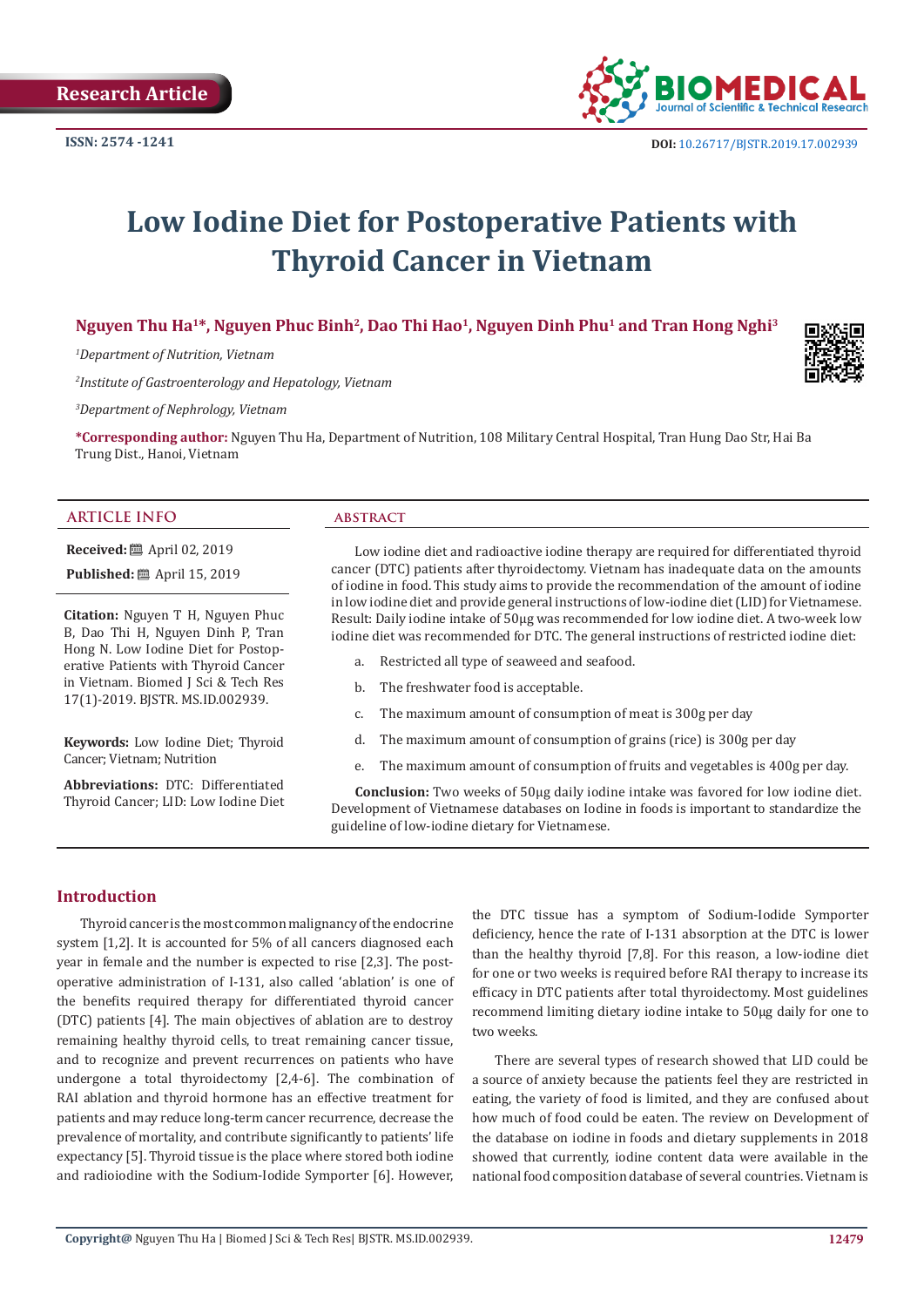Research Article

ISSN: 2574 -1241

DOI: 10.26717/BJSTR.2019.17.002939

# Low Iodine Diet for Postoperative Patients with Thyroid Cancer in Vietnam

**Nguyen Thu Ha[1]*, Nguyen Phuc Binh[2], Dao Thi Hao[1], Nguyen Dinh Phu[1] and Tran Hong Nghi[3]**

*[1]Department of Nutrition, Vietnam*

*[2]Institute of Gastroenterology and Hepatology, Vietnam*

*[3]Department of Nephrology, Vietnam*

**\*Corresponding author:** Nguyen Thu Ha, Department of Nutrition, 108 Military Central Hospital, Tran Hung Dao Str, Hai Ba Trung Dist., Hanoi, Vietnam

## ARTICLE INFO

**Received:** April 02, 2019

**Published:** April 15, 2019

**Citation:** Nguyen T H, Nguyen Phuc B, Dao Thi H, Nguyen Dinh P, Tran Hong N. Low Iodine Diet for Postoperative Patients with Thyroid Cancer in Vietnam. Biomed J Sci & Tech Res 17(1)-2019. BJSTR. MS.ID.002939.

**Keywords:** Low Iodine Diet; Thyroid Cancer; Vietnam; Nutrition

**Abbreviations:** DTC: Differentiated Thyroid Cancer; LID: Low Iodine Diet

## ABSTRACT

Low iodine diet and radioactive iodine therapy are required for differentiated thyroid cancer (DTC) patients after thyroidectomy. Vietnam has inadequate data on the amounts of iodine in food. This study aims to provide the recommendation of the amount of iodine in low iodine diet and provide general instructions of low-iodine diet (LID) for Vietnamese. Result: Daily iodine intake of 50µg was recommended for low iodine diet. A two-week low iodine diet was recommended for DTC. The general instructions of restricted iodine diet:

a. Restricted all type of seaweed and seafood.

b. The freshwater food is acceptable.

c. The maximum amount of consumption of meat is 300g per day

d. The maximum amount of consumption of grains (rice) is 300g per day

e. The maximum amount of consumption of fruits and vegetables is 400g per day.

**Conclusion:** Two weeks of 50µg daily iodine intake was favored for low iodine diet. Development of Vietnamese databases on Iodine in foods is important to standardize the guideline of low-iodine dietary for Vietnamese.

## Introduction

Thyroid cancer is the most common malignancy of the endocrine system [1,2]. It is accounted for 5% of all cancers diagnosed each year in female and the number is expected to rise [2,3]. The post-operative administration of I-131, also called 'ablation' is one of the benefits required therapy for differentiated thyroid cancer (DTC) patients [4]. The main objectives of ablation are to destroy remaining healthy thyroid cells, to treat remaining cancer tissue, and to recognize and prevent recurrences on patients who have undergone a total thyroidectomy [2,4-6]. The combination of RAI ablation and thyroid hormone has an effective treatment for patients and may reduce long-term cancer recurrence, decrease the prevalence of mortality, and contribute significantly to patients' life expectancy [5]. Thyroid tissue is the place where stored both iodine and radioiodine with the Sodium-Iodide Symporter [6]. However, the DTC tissue has a symptom of Sodium-Iodide Symporter deficiency, hence the rate of I-131 absorption at the DTC is lower than the healthy thyroid [7,8]. For this reason, a low-iodine diet for one or two weeks is required before RAI therapy to increase its efficacy in DTC patients after total thyroidectomy. Most guidelines recommend limiting dietary iodine intake to 50µg daily for one to two weeks.

There are several types of research showed that LID could be a source of anxiety because the patients feel they are restricted in eating, the variety of food is limited, and they are confused about how much of food could be eaten. The review on Development of the database on iodine in foods and dietary supplements in 2018 showed that currently, iodine content data were available in the national food composition database of several countries. Vietnam is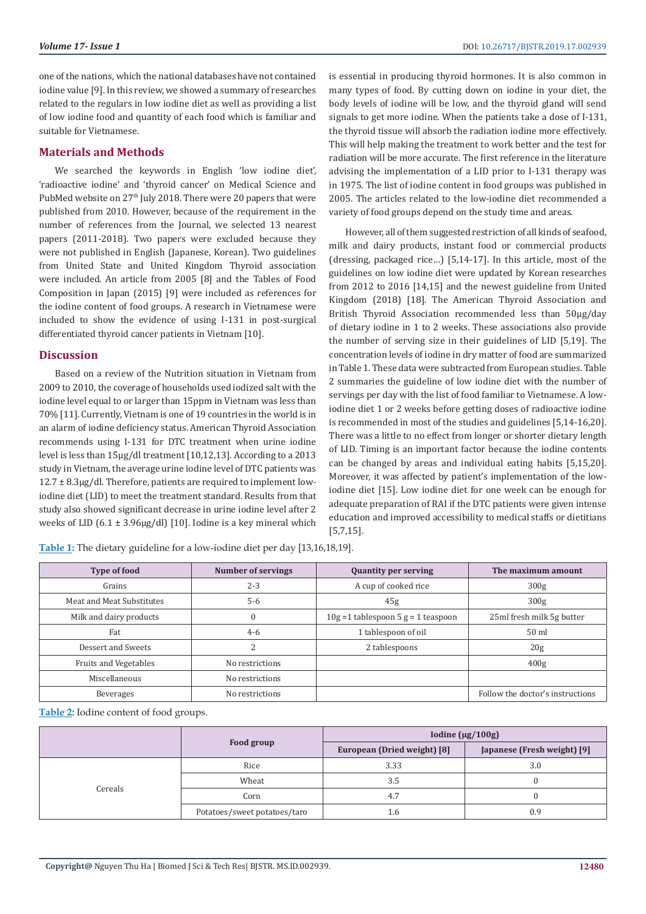one of the nations, which the national databases have not contained iodine value [9]. In this review, we showed a summary of researches related to the regulars in low iodine diet as well as providing a list of low iodine food and quantity of each food which is familiar and suitable for Vietnamese.

## Materials and Methods

We searched the keywords in English 'low iodine diet', 'radioactive iodine' and 'thyroid cancer' on Medical Science and PubMed website on 27th July 2018. There were 20 papers that were published from 2010. However, because of the requirement in the number of references from the Journal, we selected 13 nearest papers (2011-2018). Two papers were excluded because they were not published in English (Japanese, Korean). Two guidelines from United State and United Kingdom Thyroid association were included. An article from 2005 [8] and the Tables of Food Composition in Japan (2015) [9] were included as references for the iodine content of food groups. A research in Vietnamese were included to show the evidence of using I-131 in post-surgical differentiated thyroid cancer patients in Vietnam [10].

## Discussion

Based on a review of the Nutrition situation in Vietnam from 2009 to 2010, the coverage of households used iodized salt with the iodine level equal to or larger than 15ppm in Vietnam was less than 70% [11]. Currently, Vietnam is one of 19 countries in the world is in an alarm of iodine deficiency status. American Thyroid Association recommends using I-131 for DTC treatment when urine iodine level is less than 15μg/dl treatment [10,12,13]. According to a 2013 study in Vietnam, the average urine iodine level of DTC patients was 12.7 ± 8.3μg/dl. Therefore, patients are required to implement low-iodine diet (LID) to meet the treatment standard. Results from that study also showed significant decrease in urine iodine level after 2 weeks of LID (6.1 ± 3.96μg/dl) [10]. Iodine is a key mineral which is essential in producing thyroid hormones. It is also common in many types of food. By cutting down on iodine in your diet, the body levels of iodine will be low, and the thyroid gland will send signals to get more iodine. When the patients take a dose of I-131, the thyroid tissue will absorb the radiation iodine more effectively. This will help making the treatment to work better and the test for radiation will be more accurate. The first reference in the literature advising the implementation of a LID prior to I-131 therapy was in 1975. The list of iodine content in food groups was published in 2005. The articles related to the low-iodine diet recommended a variety of food groups depend on the study time and areas.

However, all of them suggested restriction of all kinds of seafood, milk and dairy products, instant food or commercial products (dressing, packaged rice…) [5,14-17]. In this article, most of the guidelines on low iodine diet were updated by Korean researches from 2012 to 2016 [14,15] and the newest guideline from United Kingdom (2018) [18]. The American Thyroid Association and British Thyroid Association recommended less than 50μg/day of dietary iodine in 1 to 2 weeks. These associations also provide the number of serving size in their guidelines of LID [5,19]. The concentration levels of iodine in dry matter of food are summarized in Table 1. These data were subtracted from European studies. Table 2 summaries the guideline of low iodine diet with the number of servings per day with the list of food familiar to Vietnamese. A low-iodine diet 1 or 2 weeks before getting doses of radioactive iodine is recommended in most of the studies and guidelines [5,14-16,20]. There was a little to no effect from longer or shorter dietary length of LID. Timing is an important factor because the iodine contents can be changed by areas and individual eating habits [5,15,20]. Moreover, it was affected by patient's implementation of the low-iodine diet [15]. Low iodine diet for one week can be enough for adequate preparation of RAI if the DTC patients were given intense education and improved accessibility to medical staffs or dietitians [5,7,15].

**Table 1:** The dietary guideline for a low-iodine diet per day [13,16,18,19].

| Type of food | Number of servings | Quantity per serving | The maximum amount |
|---|---|---|---|
| Grains | 2-3 | A cup of cooked rice | 300g |
| Meat and Meat Substitutes | 5-6 | 45g | 300g |
| Milk and dairy products | 0 | 10g =1 tablespoon 5 g = 1 teaspoon | 25ml fresh milk 5g butter |
| Fat | 4-6 | 1 tablespoon of oil | 50 ml |
| Dessert and Sweets | 2 | 2 tablespoons | 20g |
| Fruits and Vegetables | No restrictions | | 400g |
| Miscellaneous | No restrictions | | |
| Beverages | No restrictions | | Follow the doctor's instructions |

**Table 2:** Iodine content of food groups.

| | Food group | Iodine (μg/100g) | |
|---|---|---|---|
| | | European (Dried weight) [8] | Japanese (Fresh weight) [9] |
| Cereals | Rice | 3.33 | 3.0 |
| | Wheat | 3.5 | 0 |
| | Corn | 4.7 | 0 |
| | Potatoes/sweet potatoes/taro | 1.6 | 0.9 |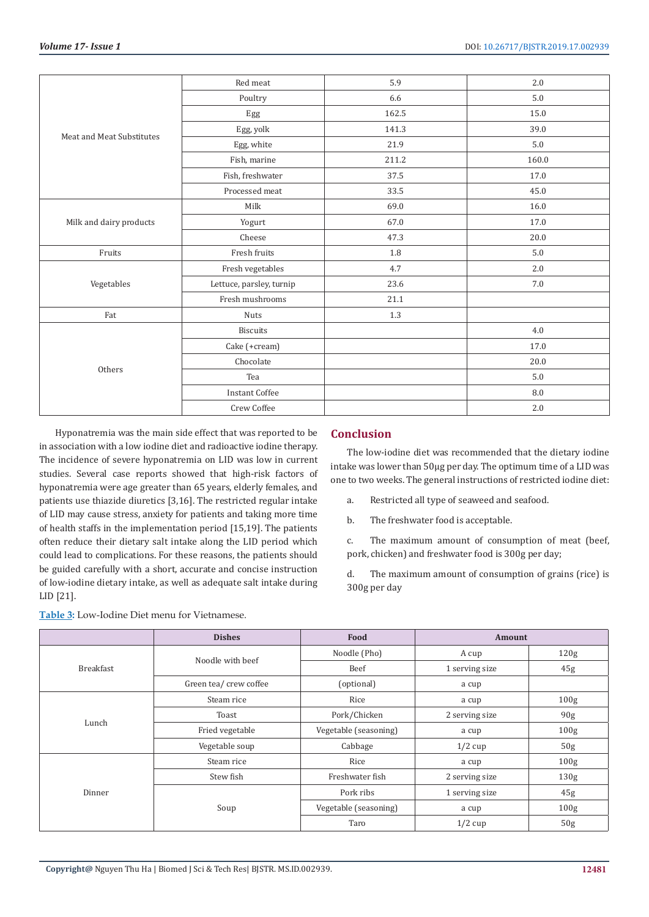| | | | |
|---|---|---|---|
| Meat and Meat Substitutes | Red meat | 5.9 | 2.0 |
| | Poultry | 6.6 | 5.0 |
| | Egg | 162.5 | 15.0 |
| | Egg, yolk | 141.3 | 39.0 |
| | Egg, white | 21.9 | 5.0 |
| | Fish, marine | 211.2 | 160.0 |
| | Fish, freshwater | 37.5 | 17.0 |
| | Processed meat | 33.5 | 45.0 |
| Milk and dairy products | Milk | 69.0 | 16.0 |
| | Yogurt | 67.0 | 17.0 |
| | Cheese | 47.3 | 20.0 |
| Fruits | Fresh fruits | 1.8 | 5.0 |
| Vegetables | Fresh vegetables | 4.7 | 2.0 |
| | Lettuce, parsley, turnip | 23.6 | 7.0 |
| | Fresh mushrooms | 21.1 | |
| Fat | Nuts | 1.3 | |
| Others | Biscuits | | 4.0 |
| | Cake (+cream) | | 17.0 |
| | Chocolate | | 20.0 |
| | Tea | | 5.0 |
| | Instant Coffee | | 8.0 |
| | Crew Coffee | | 2.0 |

Hyponatremia was the main side effect that was reported to be in association with a low iodine diet and radioactive iodine therapy. The incidence of severe hyponatremia on LID was low in current studies. Several case reports showed that high-risk factors of hyponatremia were age greater than 65 years, elderly females, and patients use thiazide diuretics [3,16]. The restricted regular intake of LID may cause stress, anxiety for patients and taking more time of health staffs in the implementation period [15,19]. The patients often reduce their dietary salt intake along the LID period which could lead to complications. For these reasons, the patients should be guided carefully with a short, accurate and concise instruction of low-iodine dietary intake, as well as adequate salt intake during LID [21].

## Conclusion

The low-iodine diet was recommended that the dietary iodine intake was lower than 50μg per day. The optimum time of a LID was one to two weeks. The general instructions of restricted iodine diet:

a. Restricted all type of seaweed and seafood.

b. The freshwater food is acceptable.

c. The maximum amount of consumption of meat (beef, pork, chicken) and freshwater food is 300g per day;

d. The maximum amount of consumption of grains (rice) is 300g per day

**Table 3:** Low-Iodine Diet menu for Vietnamese.

| | Dishes | Food | Amount | |
|---|---|---|---|---|
| Breakfast | Noodle with beef | Noodle (Pho) | A cup | 120g |
| | | Beef | 1 serving size | 45g |
| | Green tea/ crew coffee | (optional) | a cup | |
| Lunch | Steam rice | Rice | a cup | 100g |
| | Toast | Pork/Chicken | 2 serving size | 90g |
| | Fried vegetable | Vegetable (seasoning) | a cup | 100g |
| | Vegetable soup | Cabbage | 1/2 cup | 50g |
| Dinner | Steam rice | Rice | a cup | 100g |
| | Stew fish | Freshwater fish | 2 serving size | 130g |
| | Soup | Pork ribs | 1 serving size | 45g |
| | | Vegetable (seasoning) | a cup | 100g |
| | | Taro | 1/2 cup | 50g |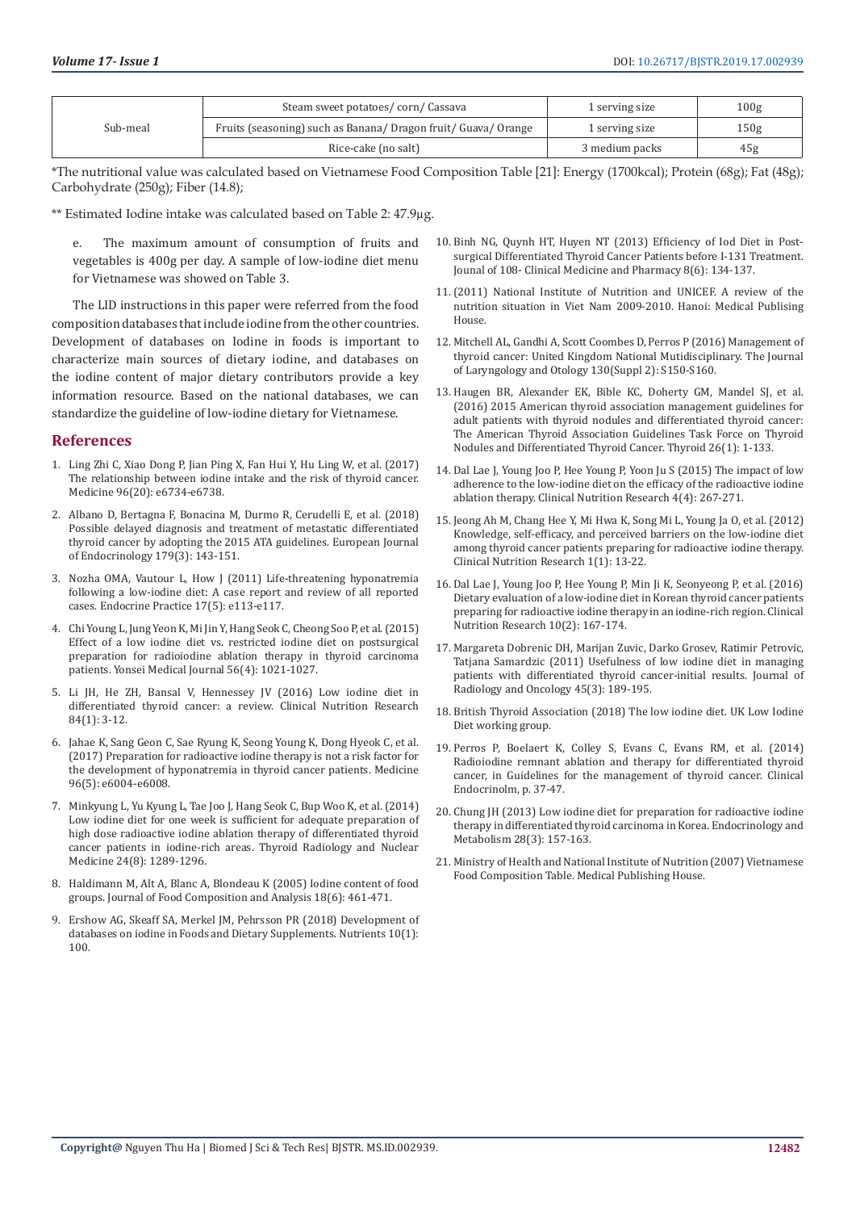| Sub-meal | Steam sweet potatoes/ corn/ Cassava | 1 serving size | 100g |
|---|---|---|---|
| | Fruits (seasoning) such as Banana/ Dragon fruit/ Guava/ Orange | 1 serving size | 150g |
| | Rice-cake (no salt) | 3 medium packs | 45g |

*The nutritional value was calculated based on Vietnamese Food Composition Table [21]: Energy (1700kcal); Protein (68g); Fat (48g); Carbohydrate (250g); Fiber (14.8);

** Estimated Iodine intake was calculated based on Table 2: 47.9µg.

e. The maximum amount of consumption of fruits and vegetables is 400g per day. A sample of low-iodine diet menu for Vietnamese was showed on Table 3.

The LID instructions in this paper were referred from the food composition databases that include iodine from the other countries. Development of databases on Iodine in foods is important to characterize main sources of dietary iodine, and databases on the iodine content of major dietary contributors provide a key information resource. Based on the national databases, we can standardize the guideline of low-iodine dietary for Vietnamese.

## References

1. Ling Zhi C, Xiao Dong P, Jian Ping X, Fan Hui Y, Hu Ling W, et al. (2017) The relationship between iodine intake and the risk of thyroid cancer. Medicine 96(20): e6734-e6738.
2. Albano D, Bertagna F, Bonacina M, Durmo R, Cerudelli E, et al. (2018) Possible delayed diagnosis and treatment of metastatic differentiated thyroid cancer by adopting the 2015 ATA guidelines. European Journal of Endocrinology 179(3): 143-151.
3. Nozha OMA, Vautour L, How J (2011) Life-threatening hyponatremia following a low-iodine diet: A case report and review of all reported cases. Endocrine Practice 17(5): e113-e117.
4. Chi Young L, Jung Yeon K, Mi Jin Y, Hang Seok C, Cheong Soo P, et al. (2015) Effect of a low iodine diet vs. restricted iodine diet on postsurgical preparation for radioiodine ablation therapy in thyroid carcinoma patients. Yonsei Medical Journal 56(4): 1021-1027.
5. Li JH, He ZH, Bansal V, Hennessey JV (2016) Low iodine diet in differentiated thyroid cancer: a review. Clinical Nutrition Research 84(1): 3-12.
6. Jahae K, Sang Geon C, Sae Ryung K, Seong Young K, Dong Hyeok C, et al. (2017) Preparation for radioactive iodine therapy is not a risk factor for the development of hyponatremia in thyroid cancer patients. Medicine 96(5): e6004-e6008.
7. Minkyung L, Yu Kyung L, Tae Joo J, Hang Seok C, Bup Woo K, et al. (2014) Low iodine diet for one week is sufficient for adequate preparation of high dose radioactive iodine ablation therapy of differentiated thyroid cancer patients in iodine-rich areas. Thyroid Radiology and Nuclear Medicine 24(8): 1289-1296.
8. Haldimann M, Alt A, Blanc A, Blondeau K (2005) Iodine content of food groups. Journal of Food Composition and Analysis 18(6): 461-471.
9. Ershow AG, Skeaff SA, Merkel JM, Pehrsson PR (2018) Development of databases on iodine in Foods and Dietary Supplements. Nutrients 10(1): 100.
10. Binh NG, Quynh HT, Huyen NT (2013) Efficiency of Iod Diet in Post-surgical Differentiated Thyroid Cancer Patients before I-131 Treatment. Journal of 108- Clinical Medicine and Pharmacy 8(6): 134-137.
11. (2011) National Institute of Nutrition and UNICEF. A review of the nutrition situation in Viet Nam 2009-2010. Hanoi: Medical Publising House.
12. Mitchell AL, Gandhi A, Scott Coombes D, Perros P (2016) Management of thyroid cancer: United Kingdom National Mutidisciplinary. The Journal of Laryngology and Otology 130(Suppl 2): S150-S160.
13. Haugen BR, Alexander EK, Bible KC, Doherty GM, Mandel SJ, et al. (2016) 2015 American thyroid association management guidelines for adult patients with thyroid nodules and differentiated thyroid cancer: The American Thyroid Association Guidelines Task Force on Thyroid Nodules and Differentiated Thyroid Cancer. Thyroid 26(1): 1-133.
14. Dal Lae J, Young Joo P, Hee Young P, Yoon Ju S (2015) The impact of low adherence to the low-iodine diet on the efficacy of the radioactive iodine ablation therapy. Clinical Nutrition Research 4(4): 267-271.
15. Jeong Ah M, Chang Hee Y, Mi Hwa K, Song Mi L, Young Ja O, et al. (2012) Knowledge, self-efficacy, and perceived barriers on the low-iodine diet among thyroid cancer patients preparing for radioactive iodine therapy. Clinical Nutrition Research 1(1): 13-22.
16. Dal Lae J, Young Joo P, Hee Young P, Min Ji K, Seonyeong P, et al. (2016) Dietary evaluation of a low-iodine diet in Korean thyroid cancer patients preparing for radioactive iodine therapy in an iodine-rich region. Clinical Nutrition Research 10(2): 167-174.
17. Margareta Dobrenic DH, Marijan Zuvic, Darko Grosev, Ratimir Petrovic, Tatjana Samardzic (2011) Usefulness of low iodine diet in managing patients with differentiated thyroid cancer-initial results. Journal of Radiology and Oncology 45(3): 189-195.
18. British Thyroid Association (2018) The low iodine diet. UK Low Iodine Diet working group.
19. Perros P, Boelaert K, Colley S, Evans C, Evans RM, et al. (2014) Radioiodine remnant ablation and therapy for differentiated thyroid cancer, in Guidelines for the management of thyroid cancer. Clinical Endocrinolm, p. 37-47.
20. Chung JH (2013) Low iodine diet for preparation for radioactive iodine therapy in differentiated thyroid carcinoma in Korea. Endocrinology and Metabolism 28(3): 157-163.
21. Ministry of Health and National Institute of Nutrition (2007) Vietnamese Food Composition Table. Medical Publishing House.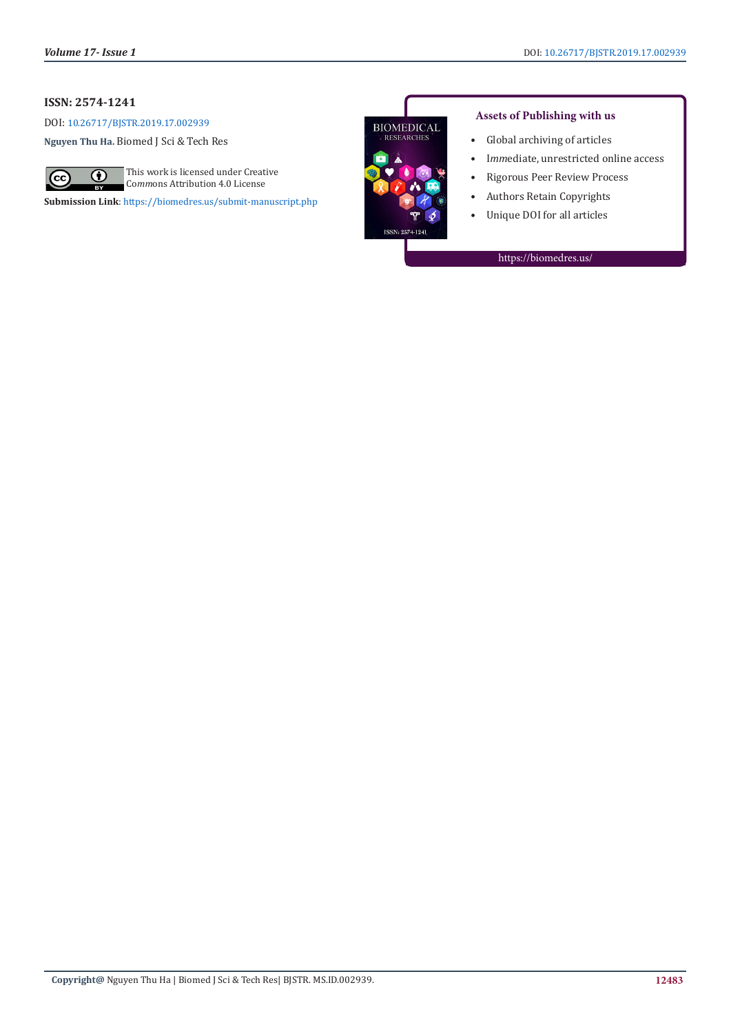**ISSN: 2574-1241**

DOI: 10.26717/BJSTR.2019.17.002939

**Nguyen Thu Ha.** Biomed J Sci & Tech Res

This work is licensed under Creative Commons Attribution 4.0 License

**Submission Link**: https://biomedres.us/submit-manuscript.php

### Assets of Publishing with us

- Global archiving of articles
- Immediate, unrestricted online access
- Rigorous Peer Review Process
- Authors Retain Copyrights
- Unique DOI for all articles

https://biomedres.us/